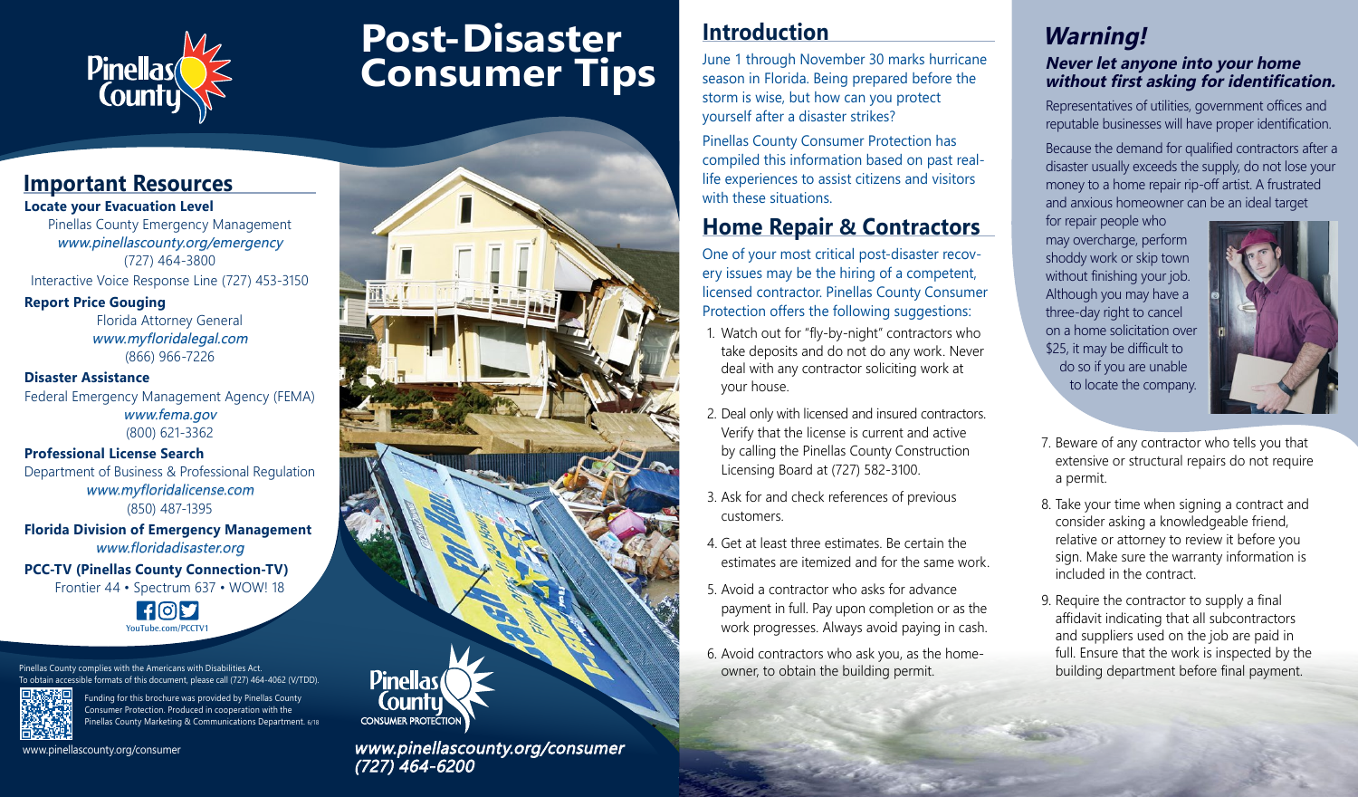# Post-Disaster Consumer Tips

## Important Resources

**Locate your Evacuation Level**
Pinellas County Emergency Management
*www.pinellascounty.org/emergency*
(727) 464-3800
Interactive Voice Response Line (727) 453-3150

**Report Price Gouging**
Florida Attorney General
*www.myfloridalegal.com*
(866) 966-7226

**Disaster Assistance**
Federal Emergency Management Agency (FEMA)
*www.fema.gov*
(800) 621-3362

**Professional License Search**
Department of Business & Professional Regulation
*www.myfloridalicense.com*
(850) 487-1395

**Florida Division of Emergency Management**
*www.floridadisaster.org*

**PCC-TV (Pinellas County Connection-TV)**
Frontier 44 • Spectrum 637 • WOW! 18

YouTube.com/PCCTV1

Pinellas County complies with the Americans with Disabilities Act. To obtain accessible formats of this document, please call (727) 464-4062 (V/TDD).

Funding for this brochure was provided by Pinellas County Consumer Protection. Produced in cooperation with the Pinellas County Marketing & Communications Department. 6/18

www.pinellascounty.org/consumer

Pinellas County Consumer Protection

*www.pinellascounty.org/consumer*
*(727) 464-6200*

## Introduction

June 1 through November 30 marks hurricane season in Florida. Being prepared before the storm is wise, but how can you protect yourself after a disaster strikes?

Pinellas County Consumer Protection has compiled this information based on past real-life experiences to assist citizens and visitors with these situations.

## Home Repair & Contractors

One of your most critical post-disaster recovery issues may be the hiring of a competent, licensed contractor. Pinellas County Consumer Protection offers the following suggestions:

1. Watch out for "fly-by-night" contractors who take deposits and do not do any work. Never deal with any contractor soliciting work at your house.
2. Deal only with licensed and insured contractors. Verify that the license is current and active by calling the Pinellas County Construction Licensing Board at (727) 582-3100.
3. Ask for and check references of previous customers.
4. Get at least three estimates. Be certain the estimates are itemized and for the same work.
5. Avoid a contractor who asks for advance payment in full. Pay upon completion or as the work progresses. Always avoid paying in cash.
6. Avoid contractors who ask you, as the homeowner, to obtain the building permit.

## *Warning!*

### *Never let anyone into your home without first asking for identification.*

Representatives of utilities, government offices and reputable businesses will have proper identification.

Because the demand for qualified contractors after a disaster usually exceeds the supply, do not lose your money to a home repair rip-off artist. A frustrated and anxious homeowner can be an ideal target for repair people who may overcharge, perform shoddy work or skip town without finishing your job. Although you may have a three-day right to cancel on a home solicitation over $25, it may be difficult to do so if you are unable to locate the company.

7. Beware of any contractor who tells you that extensive or structural repairs do not require a permit.
8. Take your time when signing a contract and consider asking a knowledgeable friend, relative or attorney to review it before you sign. Make sure the warranty information is included in the contract.
9. Require the contractor to supply a final affidavit indicating that all subcontractors and suppliers used on the job are paid in full. Ensure that the work is inspected by the building department before final payment.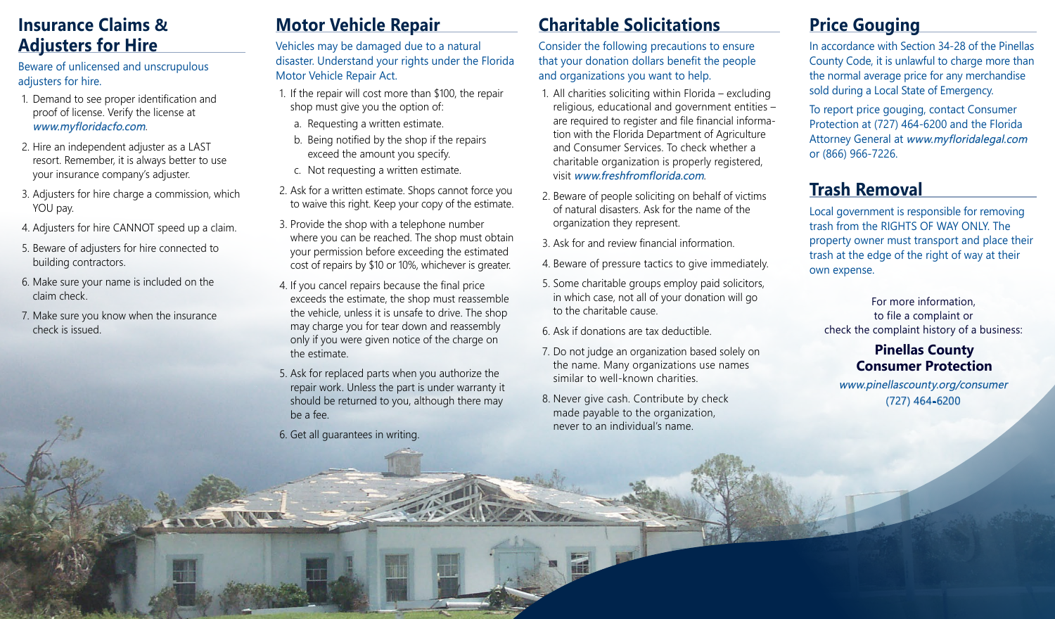## Insurance Claims & Adjusters for Hire

Beware of unlicensed and unscrupulous adjusters for hire.

1. Demand to see proper identification and proof of license. Verify the license at *www.myfloridacfo.com*.
2. Hire an independent adjuster as a LAST resort. Remember, it is always better to use your insurance company's adjuster.
3. Adjusters for hire charge a commission, which YOU pay.
4. Adjusters for hire CANNOT speed up a claim.
5. Beware of adjusters for hire connected to building contractors.
6. Make sure your name is included on the claim check.
7. Make sure you know when the insurance check is issued.

## Motor Vehicle Repair

Vehicles may be damaged due to a natural disaster. Understand your rights under the Florida Motor Vehicle Repair Act.

1. If the repair will cost more than $100, the repair shop must give you the option of:
   a. Requesting a written estimate.
   b. Being notified by the shop if the repairs exceed the amount you specify.
   c. Not requesting a written estimate.
2. Ask for a written estimate. Shops cannot force you to waive this right. Keep your copy of the estimate.
3. Provide the shop with a telephone number where you can be reached. The shop must obtain your permission before exceeding the estimated cost of repairs by $10 or 10%, whichever is greater.
4. If you cancel repairs because the final price exceeds the estimate, the shop must reassemble the vehicle, unless it is unsafe to drive. The shop may charge you for tear down and reassembly only if you were given notice of the charge on the estimate.
5. Ask for replaced parts when you authorize the repair work. Unless the part is under warranty it should be returned to you, although there may be a fee.
6. Get all guarantees in writing.

## Charitable Solicitations

Consider the following precautions to ensure that your donation dollars benefit the people and organizations you want to help.

1. All charities soliciting within Florida – excluding religious, educational and government entities – are required to register and file financial information with the Florida Department of Agriculture and Consumer Services. To check whether a charitable organization is properly registered, visit *www.freshfromflorida.com*.
2. Beware of people soliciting on behalf of victims of natural disasters. Ask for the name of the organization they represent.
3. Ask for and review financial information.
4. Beware of pressure tactics to give immediately.
5. Some charitable groups employ paid solicitors, in which case, not all of your donation will go to the charitable cause.
6. Ask if donations are tax deductible.
7. Do not judge an organization based solely on the name. Many organizations use names similar to well-known charities.
8. Never give cash. Contribute by check made payable to the organization, never to an individual's name.

## Price Gouging

In accordance with Section 34-28 of the Pinellas County Code, it is unlawful to charge more than the normal average price for any merchandise sold during a Local State of Emergency.

To report price gouging, contact Consumer Protection at (727) 464-6200 and the Florida Attorney General at *www.myfloridalegal.com* or (866) 966-7226.

## Trash Removal

Local government is responsible for removing trash from the RIGHTS OF WAY ONLY. The property owner must transport and place their trash at the edge of the right of way at their own expense.

For more information,
to file a complaint or
check the complaint history of a business:

**Pinellas County
Consumer Protection**

*www.pinellascounty.org/consumer*

(727) 464-6200